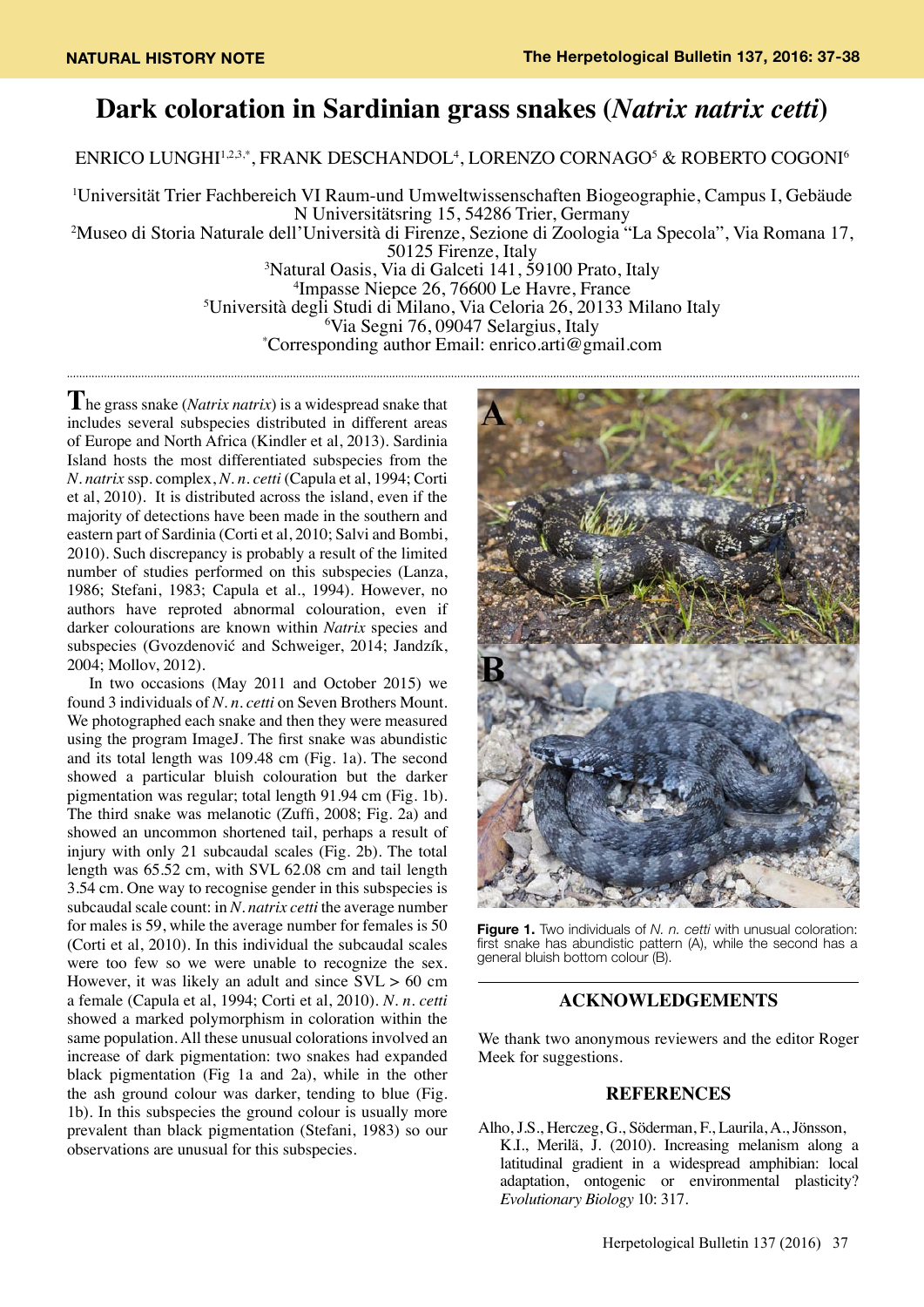NATURAL HISTORY NOTE

# Dark coloration in Sardinian grass snakes (*Natrix natrix cetti*)

ENRICO LUNGHI[1,2,3,*], FRANK DESCHANDOL[4], LORENZO CORNAGO[5] & ROBERTO COGONI[6]

[1]Universität Trier Fachbereich VI Raum-und Umweltwissenschaften Biogeographie, Campus I, Gebäude N Universitätsring 15, 54286 Trier, Germany
[2]Museo di Storia Naturale dell'Università di Firenze, Sezione di Zoologia "La Specola", Via Romana 17, 50125 Firenze, Italy
[3]Natural Oasis, Via di Galceti 141, 59100 Prato, Italy
[4]Impasse Niepce 26, 76600 Le Havre, France
[5]Università degli Studi di Milano, Via Celoria 26, 20133 Milano Italy
[6]Via Segni 76, 09047 Selargius, Italy
[*]Corresponding author Email: enrico.arti@gmail.com

The grass snake (*Natrix natrix*) is a widespread snake that includes several subspecies distributed in different areas of Europe and North Africa (Kindler et al, 2013). Sardinia Island hosts the most differentiated subspecies from the *N. natrix* ssp. complex, *N. n. cetti* (Capula et al, 1994; Corti et al, 2010). It is distributed across the island, even if the majority of detections have been made in the southern and eastern part of Sardinia (Corti et al, 2010; Salvi and Bombi, 2010). Such discrepancy is probably a result of the limited number of studies performed on this subspecies (Lanza, 1986; Stefani, 1983; Capula et al., 1994). However, no authors have reproted abnormal colouration, even if darker colourations are known within *Natrix* species and subspecies (Gvozdenović and Schweiger, 2014; Jandzík, 2004; Mollov, 2012).

In two occasions (May 2011 and October 2015) we found 3 individuals of *N. n. cetti* on Seven Brothers Mount. We photographed each snake and then they were measured using the program ImageJ. The first snake was abundistic and its total length was 109.48 cm (Fig. 1a). The second showed a particular bluish colouration but the darker pigmentation was regular; total length 91.94 cm (Fig. 1b). The third snake was melanotic (Zuffi, 2008; Fig. 2a) and showed an uncommon shortened tail, perhaps a result of injury with only 21 subcaudal scales (Fig. 2b). The total length was 65.52 cm, with SVL 62.08 cm and tail length 3.54 cm. One way to recognise gender in this subspecies is subcaudal scale count: in *N. natrix cetti* the average number for males is 59, while the average number for females is 50 (Corti et al, 2010). In this individual the subcaudal scales were too few so we were unable to recognize the sex. However, it was likely an adult and since SVL > 60 cm a female (Capula et al, 1994; Corti et al, 2010). *N. n. cetti* showed a marked polymorphism in coloration within the same population. All these unusual colorations involved an increase of dark pigmentation: two snakes had expanded black pigmentation (Fig 1a and 2a), while in the other the ash ground colour was darker, tending to blue (Fig. 1b). In this subspecies the ground colour is usually more prevalent than black pigmentation (Stefani, 1983) so our observations are unusual for this subspecies.

**Figure 1.** Two individuals of *N. n. cetti* with unusual coloration: first snake has abundistic pattern (A), while the second has a general bluish bottom colour (B).

## ACKNOWLEDGEMENTS

We thank two anonymous reviewers and the editor Roger Meek for suggestions.

## REFERENCES

Alho, J.S., Herczeg, G., Söderman, F., Laurila, A., Jönsson, K.I., Merilä, J. (2010). Increasing melanism along a latitudinal gradient in a widespread amphibian: local adaptation, ontogenic or environmental plasticity? *Evolutionary Biology* 10: 317.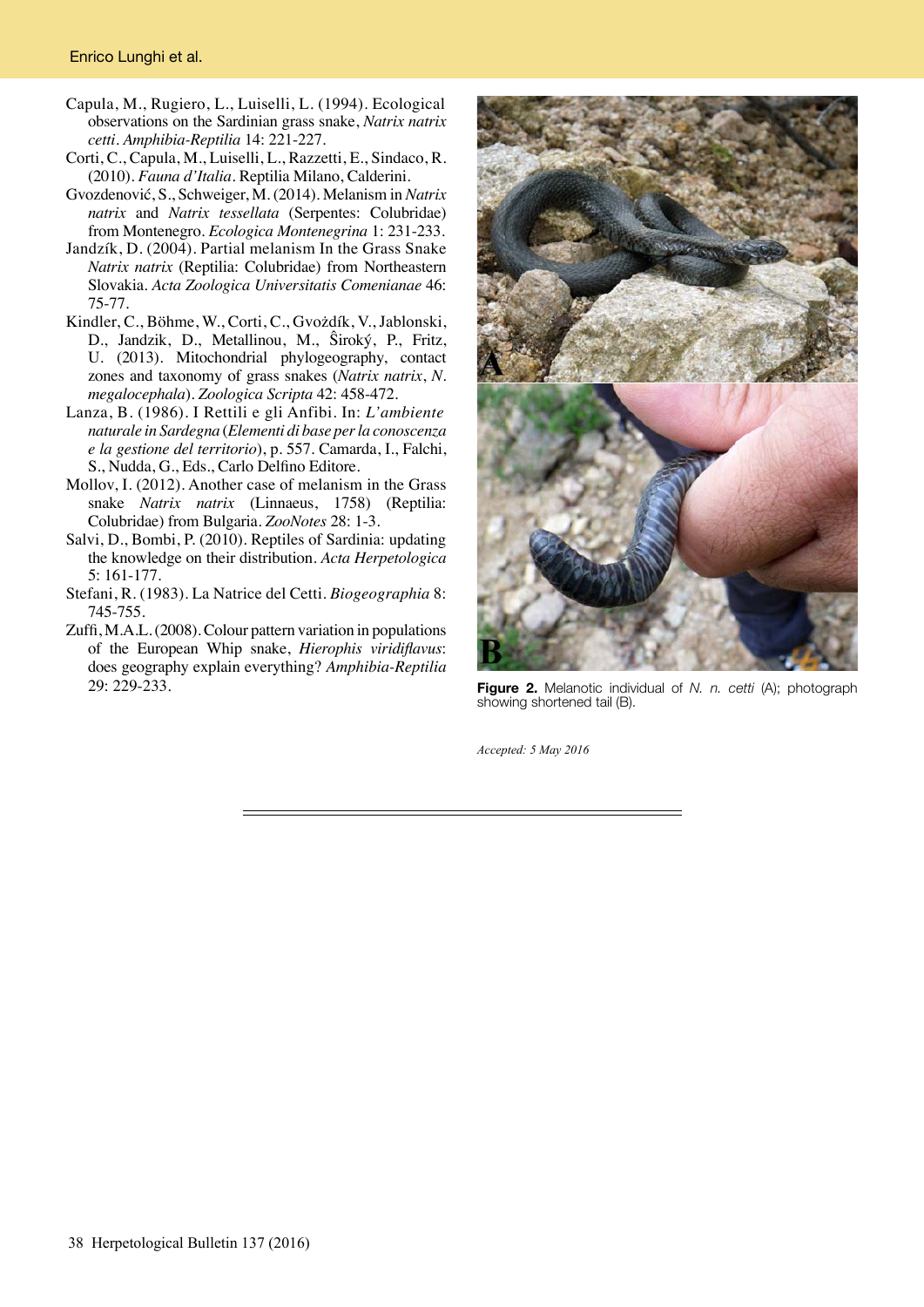Capula, M., Rugiero, L., Luiselli, L. (1994). Ecological observations on the Sardinian grass snake, *Natrix natrix cetti*. *Amphibia-Reptilia* 14: 221-227.

Corti, C., Capula, M., Luiselli, L., Razzetti, E., Sindaco, R. (2010). *Fauna d'Italia*. Reptilia Milano, Calderini.

Gvozdenović, S., Schweiger, M. (2014). Melanism in *Natrix natrix* and *Natrix tessellata* (Serpentes: Colubridae) from Montenegro. *Ecologica Montenegrina* 1: 231-233.

Jandzík, D. (2004). Partial melanism In the Grass Snake *Natrix natrix* (Reptilia: Colubridae) from Northeastern Slovakia. *Acta Zoologica Universitatis Comenianae* 46: 75-77.

Kindler, C., Böhme, W., Corti, C., Gvoždík, V., Jablonski, D., Jandzik, D., Metallinou, M., Ŝiroký, P., Fritz, U. (2013). Mitochondrial phylogeography, contact zones and taxonomy of grass snakes (*Natrix natrix*, *N. megalocephala*). *Zoologica Scripta* 42: 458-472.

Lanza, B. (1986). I Rettili e gli Anfibi. In: *L'ambiente naturale in Sardegna* (*Elementi di base per la conoscenza e la gestione del territorio*), p. 557. Camarda, I., Falchi, S., Nudda, G., Eds., Carlo Delfino Editore.

Mollov, I. (2012). Another case of melanism in the Grass snake *Natrix natrix* (Linnaeus, 1758) (Reptilia: Colubridae) from Bulgaria. *ZooNotes* 28: 1-3.

Salvi, D., Bombi, P. (2010). Reptiles of Sardinia: updating the knowledge on their distribution. *Acta Herpetologica* 5: 161-177.

Stefani, R. (1983). La Natrice del Cetti. *Biogeographia* 8: 745-755.

Zuffi, M.A.L. (2008). Colour pattern variation in populations of the European Whip snake, *Hierophis viridiflavus*: does geography explain everything? *Amphibia-Reptilia* 29: 229-233.

**Figure 2.** Melanotic individual of *N. n. cetti* (A); photograph showing shortened tail (B).

*Accepted: 5 May 2016*